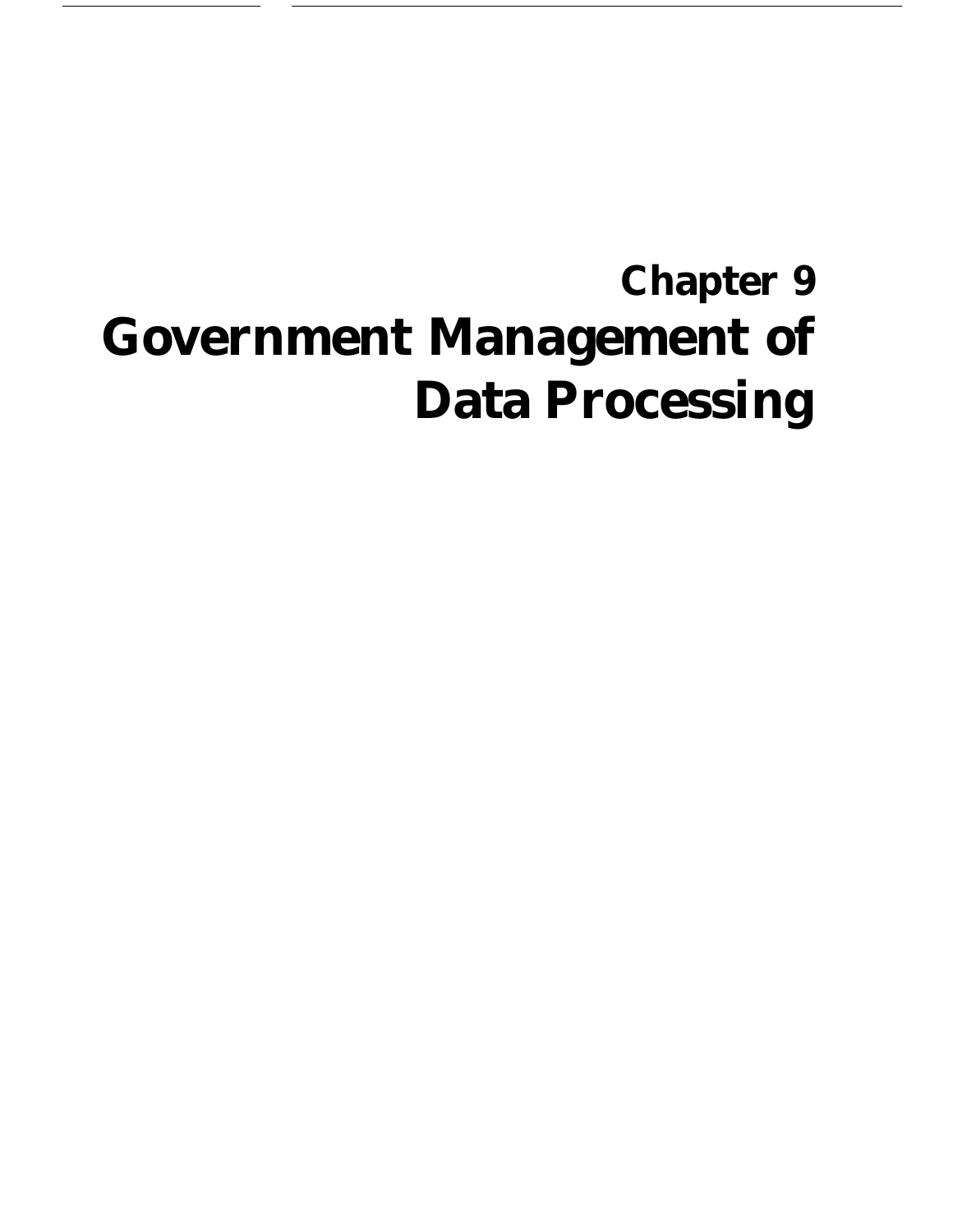# Chapter 9
# Government Management of Data Processing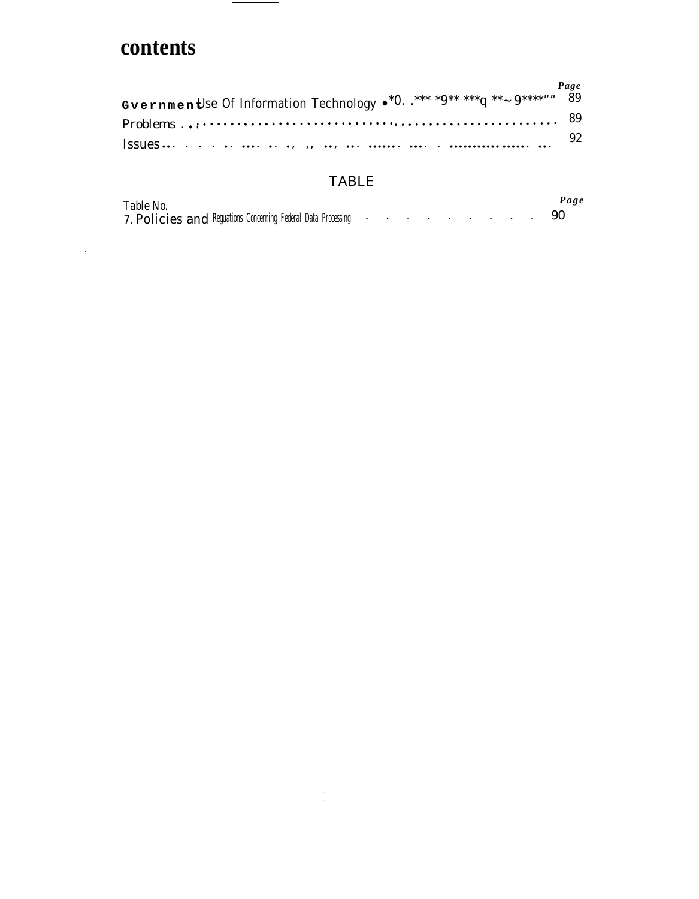# contents

| | Page |
|---|---|
| Gvernment Use Of Information Technology | 89 |
| Problems | 89 |
| Issues | 92 |

## TABLE

| Table No. | Page |
|---|---|
| 7. Policies and Reguations Concerning Federal Data Processing | 90 |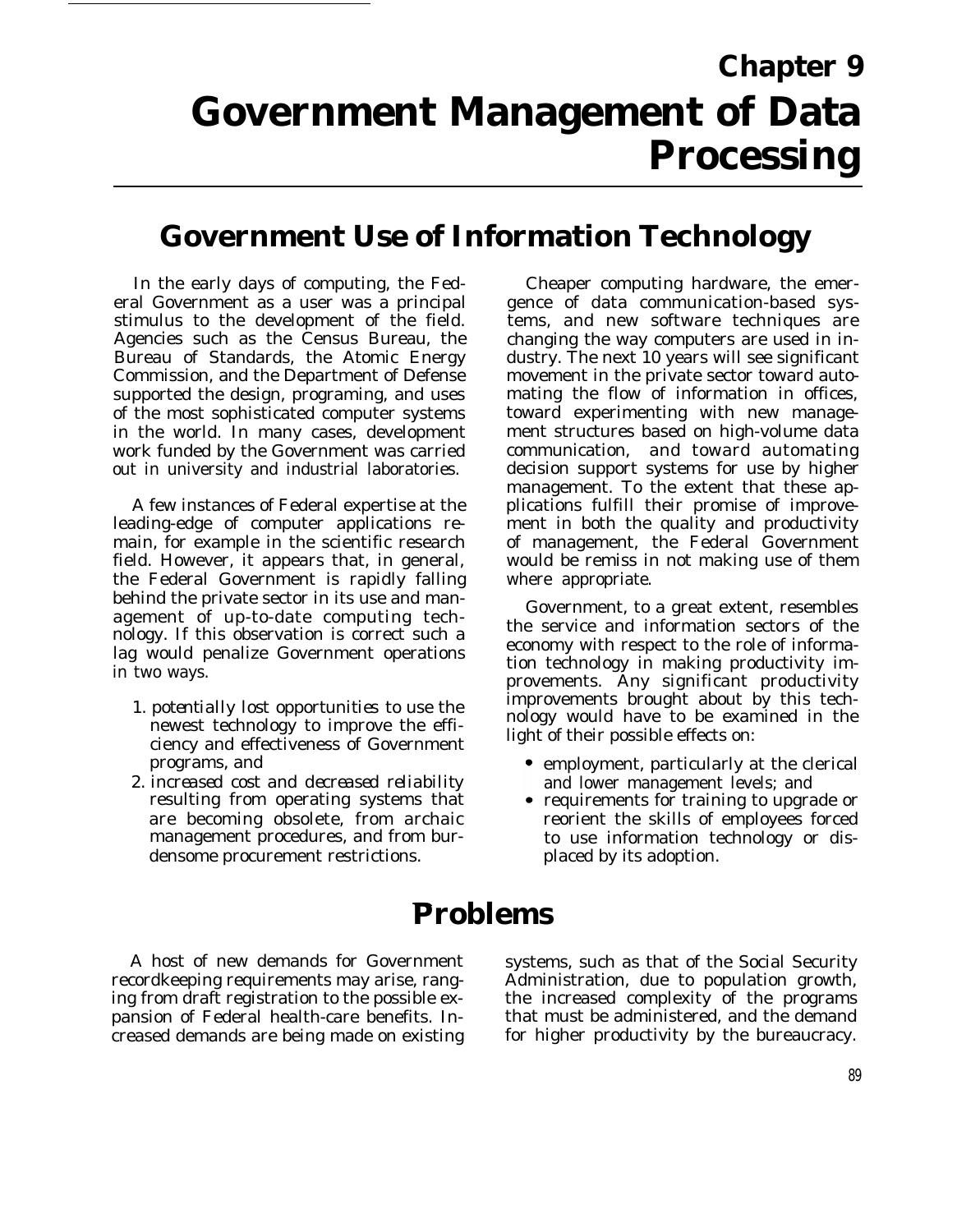# Chapter 9

# Government Management of Data Processing

## Government Use of Information Technology

In the early days of computing, the Federal Government as a user was a principal stimulus to the development of the field. Agencies such as the Census Bureau, the Bureau of Standards, the Atomic Energy Commission, and the Department of Defense supported the design, programing, and uses of the most sophisticated computer systems in the world. In many cases, development work funded by the Government was carried out in university and industrial laboratories.

A few instances of Federal expertise at the leading-edge of computer applications remain, for example in the scientific research field. However, it appears that, in general, the Federal Government is rapidly falling behind the private sector in its use and management of up-to-date computing technology. If this observation is correct such a lag would penalize Government operations in two ways.

1. *potentially lost opportunities* to use the newest technology to improve the efficiency and effectiveness of Government programs, and
2. *increased cost and decreased reliability* resulting from operating systems that are becoming obsolete, from archaic management procedures, and from burdensome procurement restrictions.

Cheaper computing hardware, the emergence of data communication-based systems, and new software techniques are changing the way computers are used in industry. The next 10 years will see significant movement in the private sector toward automating the flow of information in offices, toward experimenting with new management structures based on high-volume data communication, and toward automating decision support systems for use by higher management. To the extent that these applications fulfill their promise of improvement in both the quality and productivity of management, the Federal Government would be remiss in not making use of them where appropriate.

Government, to a great extent, resembles the service and information sectors of the economy with respect to the role of information technology in making productivity improvements. Any significant productivity improvements brought about by this technology would have to be examined in the light of their possible effects on:

- employment, particularly at the clerical and lower management levels; and
- requirements for training to upgrade or reorient the skills of employees forced to use information technology or displaced by its adoption.

## Problems

A host of new demands for Government recordkeeping requirements may arise, ranging from draft registration to the possible expansion of Federal health-care benefits. Increased demands are being made on existing systems, such as that of the Social Security Administration, due to population growth, the increased complexity of the programs that must be administered, and the demand for higher productivity by the bureaucracy.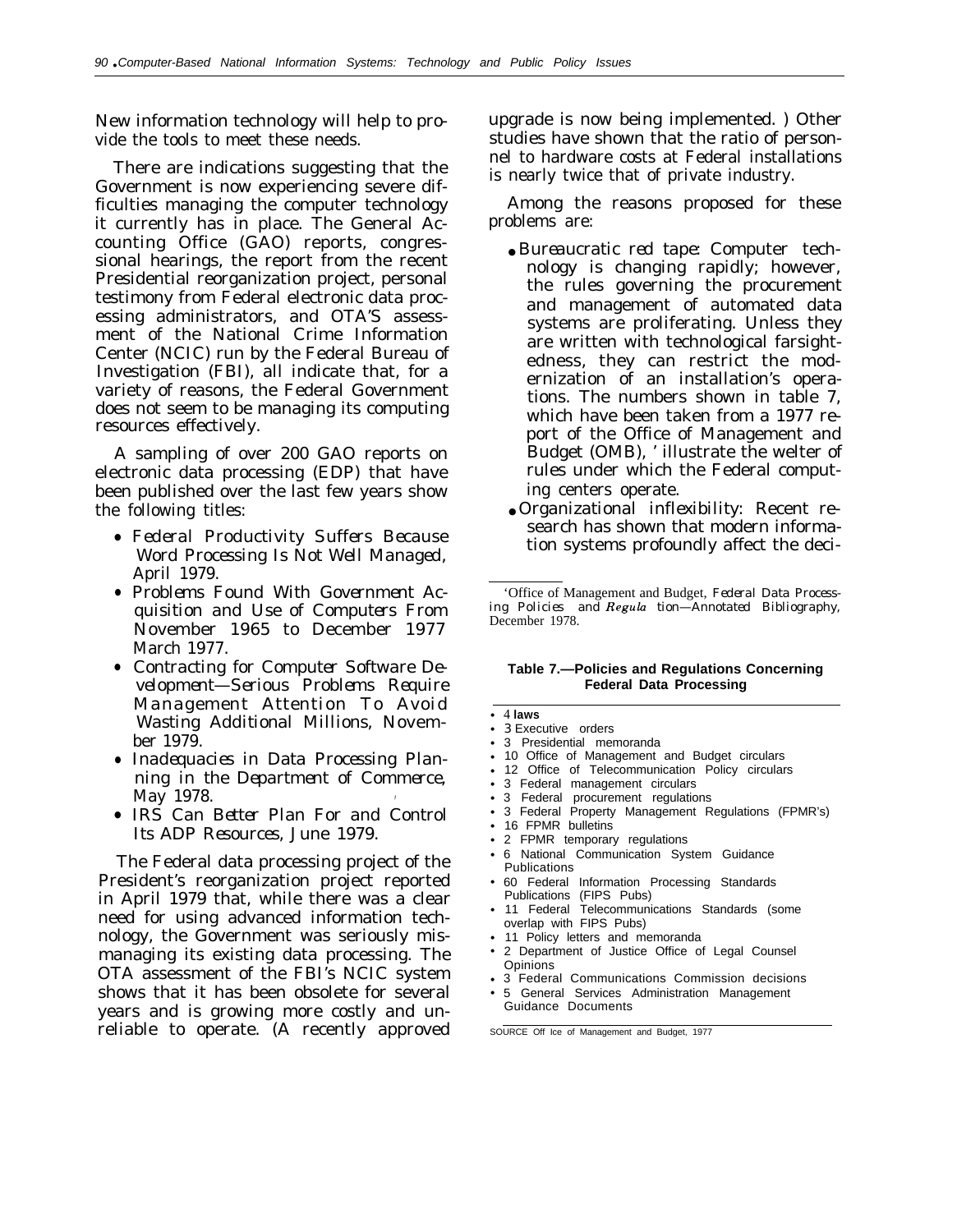New information technology will help to provide the tools to meet these needs.

There are indications suggesting that the Government is now experiencing severe difficulties managing the computer technology it currently has in place. The General Accounting Office (GAO) reports, congressional hearings, the report from the recent Presidential reorganization project, personal testimony from Federal electronic data processing administrators, and OTA'S assessment of the National Crime Information Center (NCIC) run by the Federal Bureau of Investigation (FBI), all indicate that, for a variety of reasons, the Federal Government does not seem to be managing its computing resources effectively.

A sampling of over 200 GAO reports on electronic data processing (EDP) that have been published over the last few years show the following titles:

- *Federal Productivity Suffers Because Word Processing Is Not Well Managed*, April 1979.
- *Problems Found With Government Acquisition and Use of Computers From November 1965 to December 1977* March 1977.
- *Contracting for Computer Software Development—Serious Problems Require Management Attention To Avoid Wasting Additional Millions*, November 1979.
- *Inadequacies in Data Processing Planning in the Department of Commerce*, May 1978.
- *IRS Can Better Plan For and Control Its ADP Resources*, June 1979.

The Federal data processing project of the President's reorganization project reported in April 1979 that, while there was a clear need for using advanced information technology, the Government was seriously mismanaging its existing data processing. The OTA assessment of the FBI's NCIC system shows that it has been obsolete for several years and is growing more costly and unreliable to operate. (A recently approved upgrade is now being implemented. ) Other studies have shown that the ratio of personnel to hardware costs at Federal installations is nearly twice that of private industry.

Among the reasons proposed for these problems are:

- *Bureaucratic red tape*: Computer technology is changing rapidly; however, the rules governing the procurement and management of automated data systems are proliferating. Unless they are written with technological farsightedness, they can restrict the modernization of an installation's operations. The numbers shown in table 7, which have been taken from a 1977 report of the Office of Management and Budget (OMB), [1] illustrate the welter of rules under which the Federal computing centers operate.
- *Organizational inflexibility*: Recent research has shown that modern information systems profoundly affect the deci-

[1] Office of Management and Budget, *Federal Data Processing Policies and Regula tion—Annotated Bibliography*, December 1978.

**Table 7.—Policies and Regulations Concerning Federal Data Processing**

- 4 **laws**
- 3 Executive orders
- 3 Presidential memoranda
- 10 Office of Management and Budget circulars
- 12 Office of Telecommunication Policy circulars
- 3 Federal management circulars
- 3 Federal procurement regulations
- 3 Federal Property Management Regulations (FPMR's)
- 16 FPMR bulletins
- 2 FPMR temporary regulations
- 6 National Communication System Guidance Publications
- 60 Federal Information Processing Standards Publications (FIPS Pubs)
- 11 Federal Telecommunications Standards (some overlap with FIPS Pubs)
- 11 Policy letters and memoranda
- 2 Department of Justice Office of Legal Counsel Opinions
- 3 Federal Communications Commission decisions
- 5 General Services Administration Management Guidance Documents

SOURCE Off Ice of Management and Budget, 1977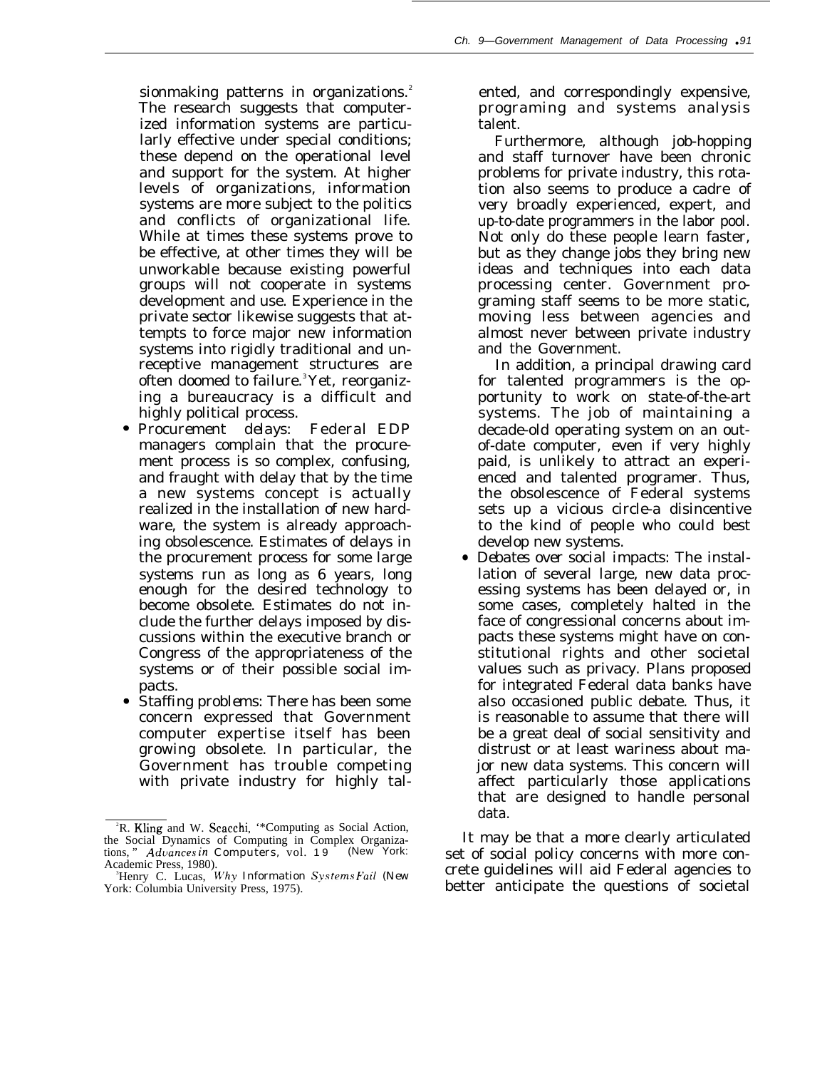sionmaking patterns in organizations.[2] The research suggests that computerized information systems are particularly effective under special conditions; these depend on the operational level and support for the system. At higher levels of organizations, information systems are more subject to the politics and conflicts of organizational life. While at times these systems prove to be effective, at other times they will be unworkable because existing powerful groups will not cooperate in systems development and use. Experience in the private sector likewise suggests that attempts to force major new information systems into rigidly traditional and unreceptive management structures are often doomed to failure.[3] Yet, reorganizing a bureaucracy is a difficult and highly political process.

- *Procurement delays:* Federal EDP managers complain that the procurement process is so complex, confusing, and fraught with delay that by the time a new systems concept is actually realized in the installation of new hardware, the system is already approaching obsolescence. Estimates of delays in the procurement process for some large systems run as long as 6 years, long enough for the desired technology to become obsolete. Estimates do not include the further delays imposed by discussions within the executive branch or Congress of the appropriateness of the systems or of their possible social impacts.
- *Staffing problems:* There has been some concern expressed that Government computer expertise itself has been growing obsolete. In particular, the Government has trouble competing with private industry for highly talented, and correspondingly expensive, programing and systems analysis talent.

  Furthermore, although job-hopping and staff turnover have been chronic problems for private industry, this rotation also seems to produce a cadre of very broadly experienced, expert, and up-to-date programmers in the labor pool. Not only do these people learn faster, but as they change jobs they bring new ideas and techniques into each data processing center. Government programing staff seems to be more static, moving less between agencies and almost never between private industry and the Government.

  In addition, a principal drawing card for talented programmers is the opportunity to work on state-of-the-art systems. The job of maintaining a decade-old operating system on an out-of-date computer, even if very highly paid, is unlikely to attract an experienced and talented programer. Thus, the obsolescence of Federal systems sets up a vicious circle-a disincentive to the kind of people who could best develop new systems.
- *Debates over social impacts:* The installation of several large, new data processing systems has been delayed or, in some cases, completely halted in the face of congressional concerns about impacts these systems might have on constitutional rights and other societal values such as privacy. Plans proposed for integrated Federal data banks have also occasioned public debate. Thus, it is reasonable to assume that there will be a great deal of social sensitivity and distrust or at least wariness about major new data systems. This concern will affect particularly those applications that are designed to handle personal data.

It may be that a more clearly articulated set of social policy concerns with more concrete guidelines will aid Federal agencies to better anticipate the questions of societal

---

[2] R. Kling and W. Scacchi, "Computing as Social Action, the Social Dynamics of Computing in Complex Organizations," *Advances in Computers*, vol. 19 (New York: Academic Press, 1980).

[3] Henry C. Lucas, *Why Information Systems Fail* (New York: Columbia University Press, 1975).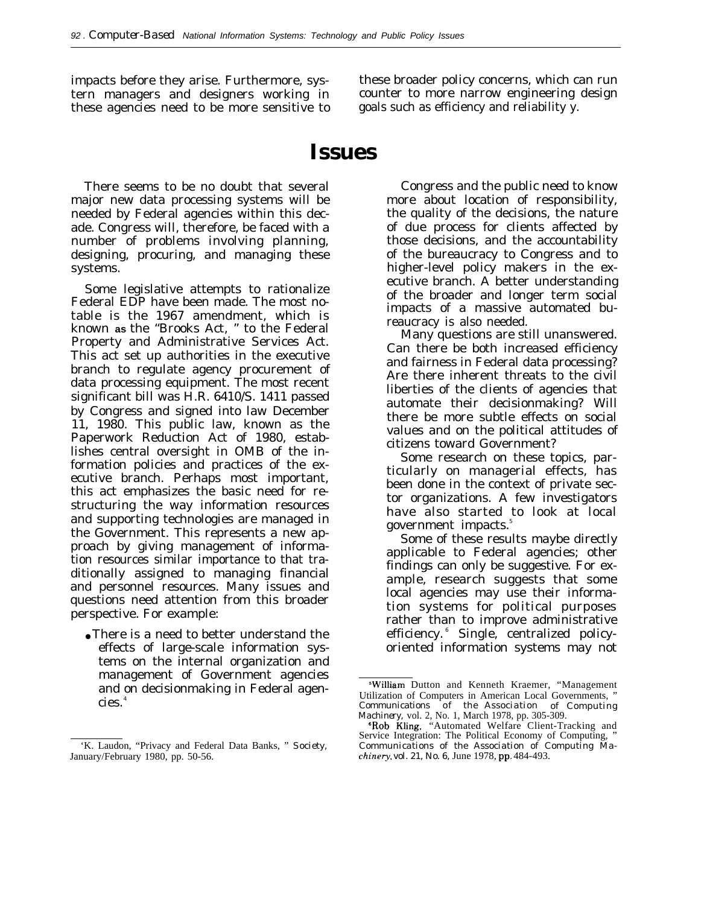impacts before they arise. Furthermore, system managers and designers working in these agencies need to be more sensitive to these broader policy concerns, which can run counter to more narrow engineering design goals such as efficiency and reliability y.

## Issues

There seems to be no doubt that several major new data processing systems will be needed by Federal agencies within this decade. Congress will, therefore, be faced with a number of problems involving planning, designing, procuring, and managing these systems.

Some legislative attempts to rationalize Federal EDP have been made. The most notable is the 1967 amendment, which is known as the "Brooks Act, " to the Federal Property and Administrative Services Act. This act set up authorities in the executive branch to regulate agency procurement of data processing equipment. The most recent significant bill was H.R. 6410/S. 1411 passed by Congress and signed into law December 11, 1980. This public law, known as the Paperwork Reduction Act of 1980, establishes central oversight in OMB of the information policies and practices of the executive branch. Perhaps most important, this act emphasizes the basic need for restructuring the way information resources and supporting technologies are managed in the Government. This represents a new approach by giving management of information resources similar importance to that traditionally assigned to managing financial and personnel resources. Many issues and questions need attention from this broader perspective. For example:

- There is a need to better understand the effects of large-scale information systems on the internal organization and management of Government agencies and on decisionmaking in Federal agencies.[4]

Congress and the public need to know more about location of responsibility, the quality of the decisions, the nature of due process for clients affected by those decisions, and the accountability of the bureaucracy to Congress and to higher-level policy makers in the executive branch. A better understanding of the broader and longer term social impacts of a massive automated bureaucracy is also needed.

Many questions are still unanswered. Can there be both increased efficiency and fairness in Federal data processing? Are there inherent threats to the civil liberties of the clients of agencies that automate their decisionmaking? Will there be more subtle effects on social values and on the political attitudes of citizens toward Government?

Some research on these topics, particularly on managerial effects, has been done in the context of private sector organizations. A few investigators have also started to look at local government impacts.[5]

Some of these results maybe directly applicable to Federal agencies; other findings can only be suggestive. For example, research suggests that some local agencies may use their information systems for political purposes rather than to improve administrative efficiency.[6] Single, centralized policy-oriented information systems may not

---

[4] K. Laudon, "Privacy and Federal Data Banks, " *Society*, January/February 1980, pp. 50-56.

[5] William Dutton and Kenneth Kraemer, "Management Utilization of Computers in American Local Governments, " *Communications of the Association of Computing Machinery*, vol. 2, No. 1, March 1978, pp. 305-309.

[6] Rob Kling, "Automated Welfare Client-Tracking and Service Integration: The Political Economy of Computing, " *Communications of the Association of Computing Machinery*, vol. 21, No. 6, June 1978, pp. 484-493.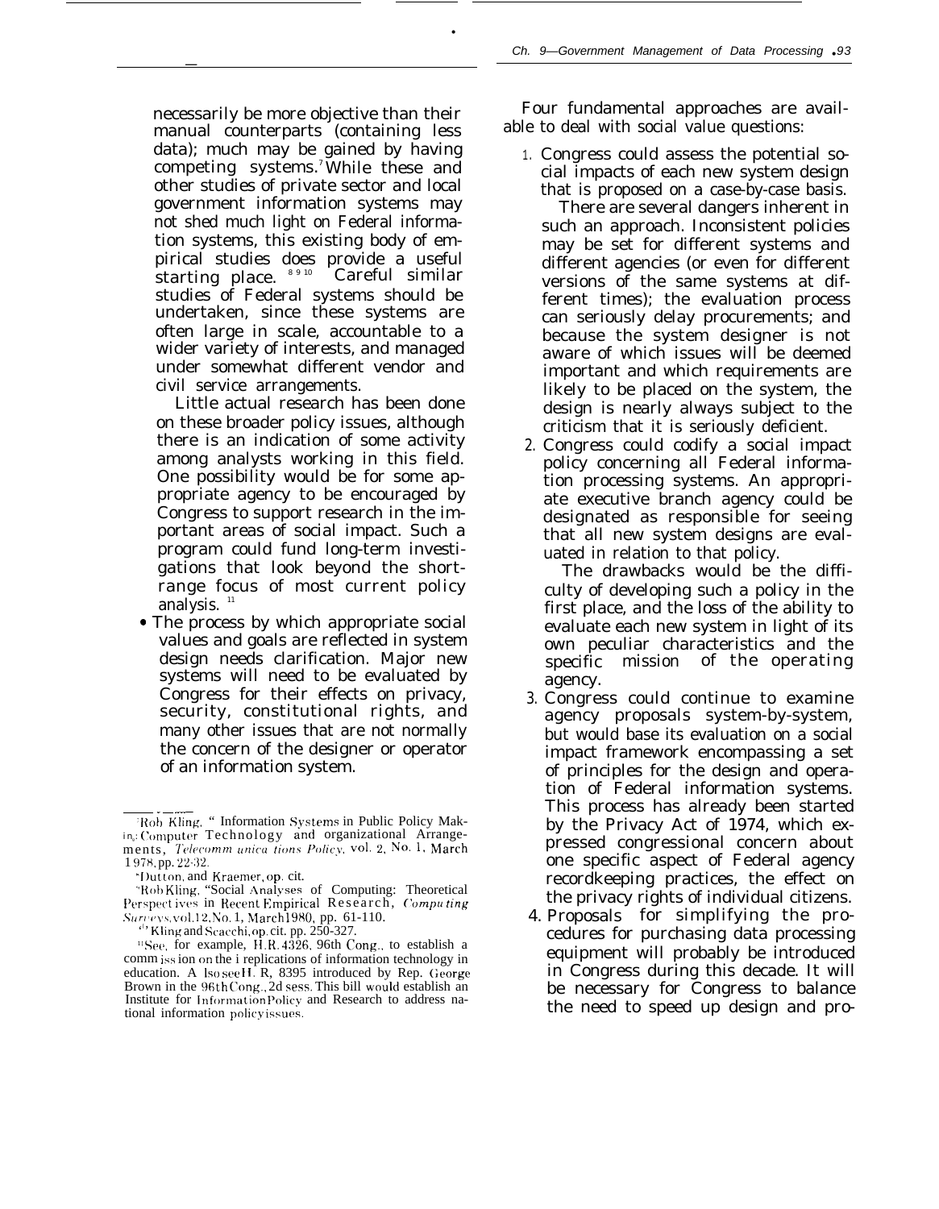necessarily be more objective than their manual counterparts (containing less data); much may be gained by having competing systems.[7] While these and other studies of private sector and local government information systems may not shed much light on Federal information systems, this existing body of empirical studies does provide a useful starting place.[8 9 10] Careful similar studies of Federal systems should be undertaken, since these systems are often large in scale, accountable to a wider variety of interests, and managed under somewhat different vendor and civil service arrangements.

Little actual research has been done on these broader policy issues, although there is an indication of some activity among analysts working in this field. One possibility would be for some appropriate agency to be encouraged by Congress to support research in the important areas of social impact. Such a program could fund long-term investigations that look beyond the short-range focus of most current policy analysis.[11]

- The process by which appropriate social values and goals are reflected in system design needs clarification. Major new systems will need to be evaluated by Congress for their effects on privacy, security, constitutional rights, and many other issues that are not normally the concern of the designer or operator of an information system.

Four fundamental approaches are available to deal with social value questions:

1. Congress could assess the potential social impacts of each new system design that is proposed on a case-by-case basis.

   There are several dangers inherent in such an approach. Inconsistent policies may be set for different systems and different agencies (or even for different versions of the same systems at different times); the evaluation process can seriously delay procurements; and because the system designer is not aware of which issues will be deemed important and which requirements are likely to be placed on the system, the design is nearly always subject to the criticism that it is seriously deficient.

2. Congress could codify a social impact policy concerning all Federal information processing systems. An appropriate executive branch agency could be designated as responsible for seeing that all new system designs are evaluated in relation to that policy.

   The drawbacks would be the difficulty of developing such a policy in the first place, and the loss of the ability to evaluate each new system in light of its own peculiar characteristics and the specific mission of the operating agency.

3. Congress could continue to examine agency proposals system-by-system, but would base its evaluation on a social impact framework encompassing a set of principles for the design and operation of Federal information systems. This process has already been started by the Privacy Act of 1974, which expressed congressional concern about one specific aspect of Federal agency recordkeeping practices, the effect on the privacy rights of individual citizens.

4. Proposals for simplifying the procedures for purchasing data processing equipment will probably be introduced in Congress during this decade. It will be necessary for Congress to balance the need to speed up design and pro-

---

[7] Rob Kling, "Information Systems in Public Policy Making: Computer Technology and Organizational Arrangements," *Telecommunications Policy*, vol. 2, No. 1, March 1978, pp. 22-32.

[8] Dutton, and Kraemer, op. cit.

[9] Rob Kling, "Social Analyses of Computing: Theoretical Perspectives in Recent Empirical Research," *Computing Surveys*, vol. 12, No. 1, March 1980, pp. 61-110.

[10] Kling and Scacchi, op. cit. pp. 250-327.

[11] See, for example, H.R. 4326, 96th Cong., to establish a commission on the implications of information technology in education. Also see H. R, 8395 introduced by Rep. George Brown in the 96th Cong., 2d sess. This bill would establish an Institute for Information Policy and Research to address national information policy issues.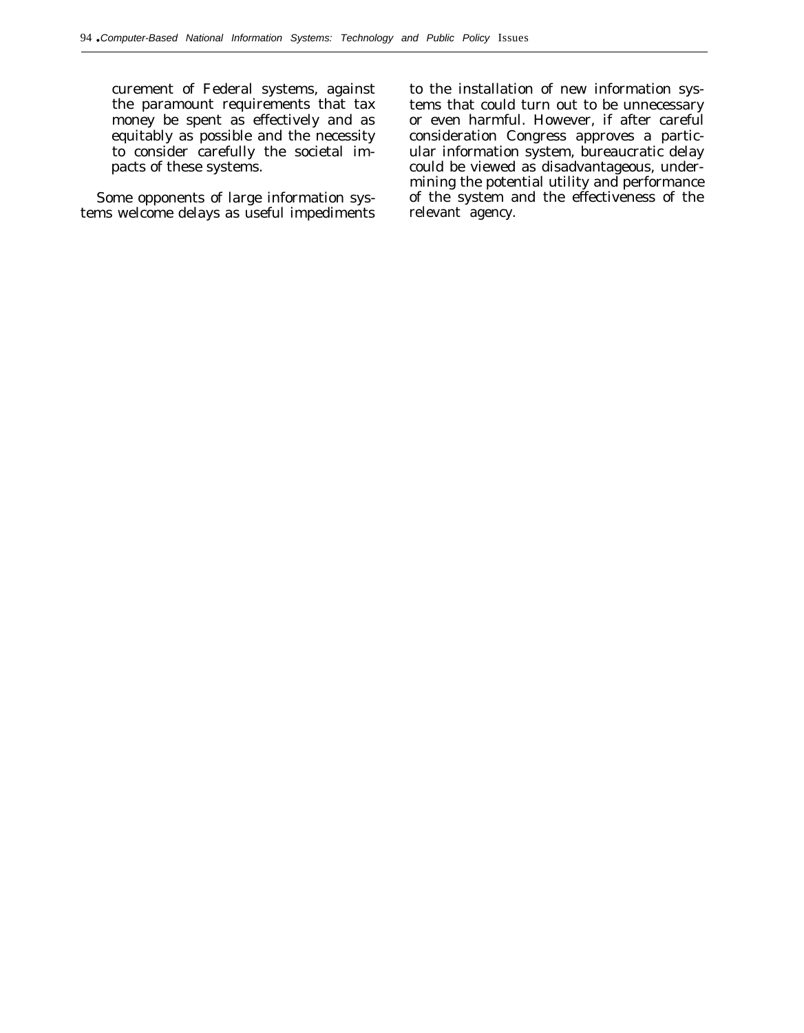curement of Federal systems, against the paramount requirements that tax money be spent as effectively and as equitably as possible and the necessity to consider carefully the societal impacts of these systems.

Some opponents of large information systems welcome delays as useful impediments to the installation of new information systems that could turn out to be unnecessary or even harmful. However, if after careful consideration Congress approves a particular information system, bureaucratic delay could be viewed as disadvantageous, undermining the potential utility and performance of the system and the effectiveness of the relevant agency.